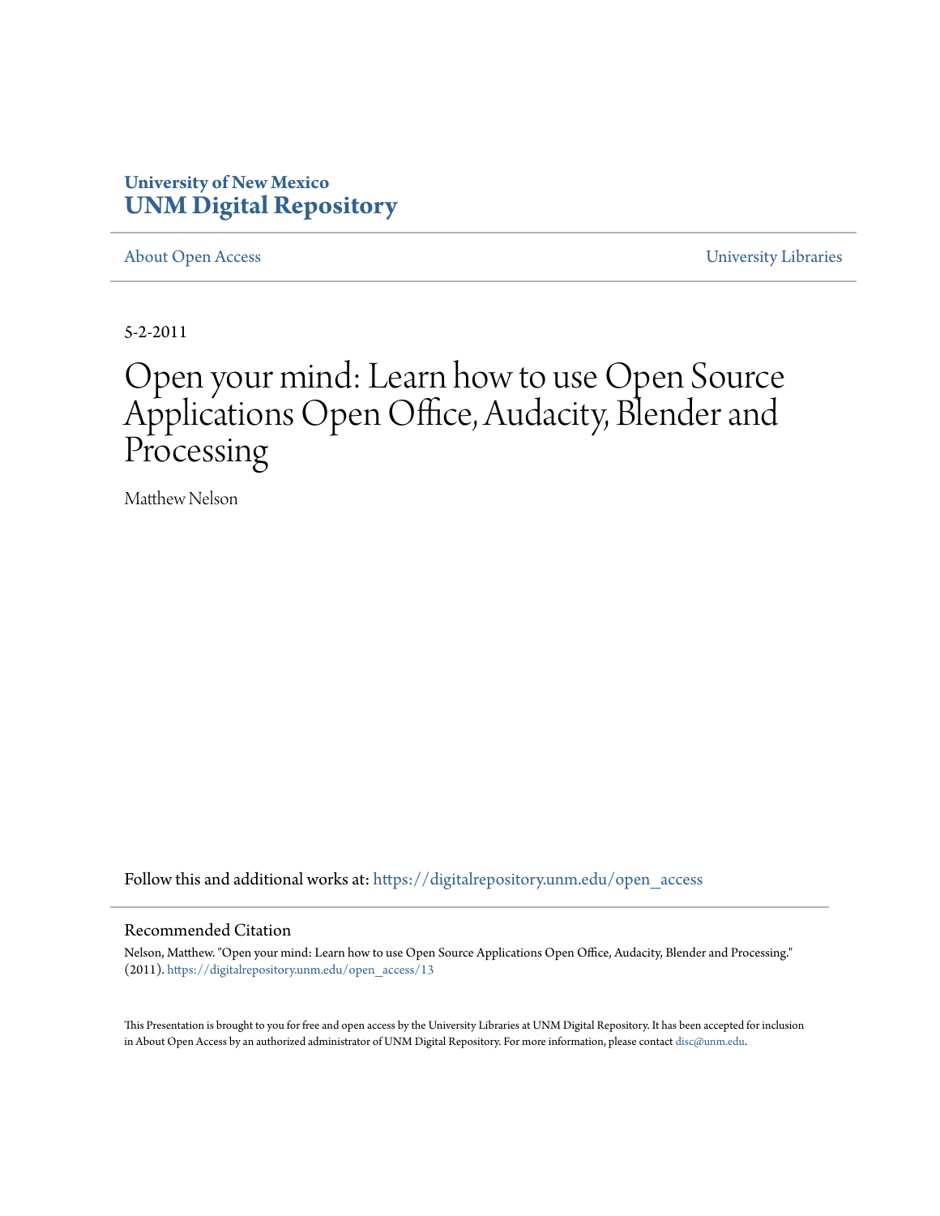University of New Mexico
**UNM Digital Repository**

About Open Access | University Libraries

5-2-2011

# Open your mind: Learn how to use Open Source Applications Open Office, Audacity, Blender and Processing

Matthew Nelson

Follow this and additional works at: https://digitalrepository.unm.edu/open_access

## Recommended Citation

Nelson, Matthew. "Open your mind: Learn how to use Open Source Applications Open Office, Audacity, Blender and Processing." (2011). https://digitalrepository.unm.edu/open_access/13

This Presentation is brought to you for free and open access by the University Libraries at UNM Digital Repository. It has been accepted for inclusion in About Open Access by an authorized administrator of UNM Digital Repository. For more information, please contact disc@unm.edu.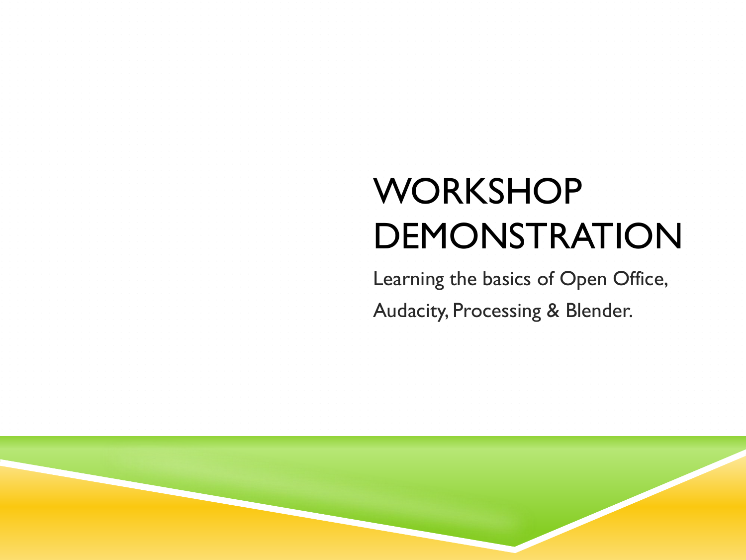# WORKSHOP DEMONSTRATION

Learning the basics of Open Office, Audacity, Processing & Blender.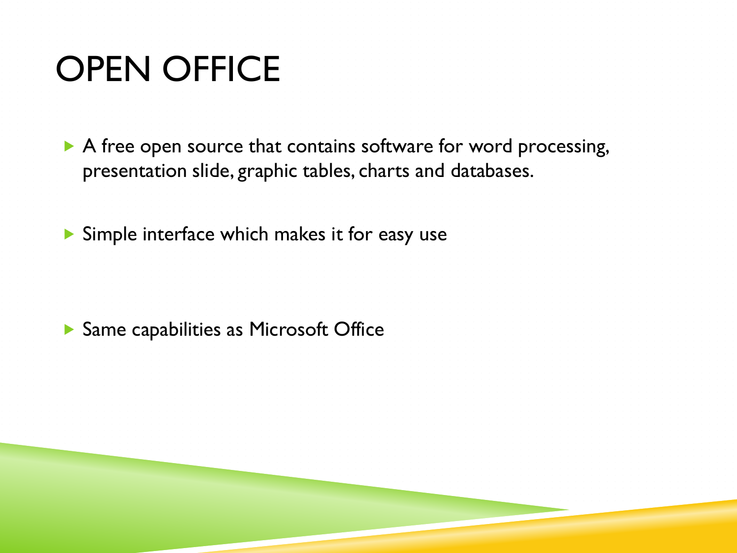# OPEN OFFICE

- A free open source that contains software for word processing, presentation slide, graphic tables, charts and databases.
- Simple interface which makes it for easy use
- Same capabilities as Microsoft Office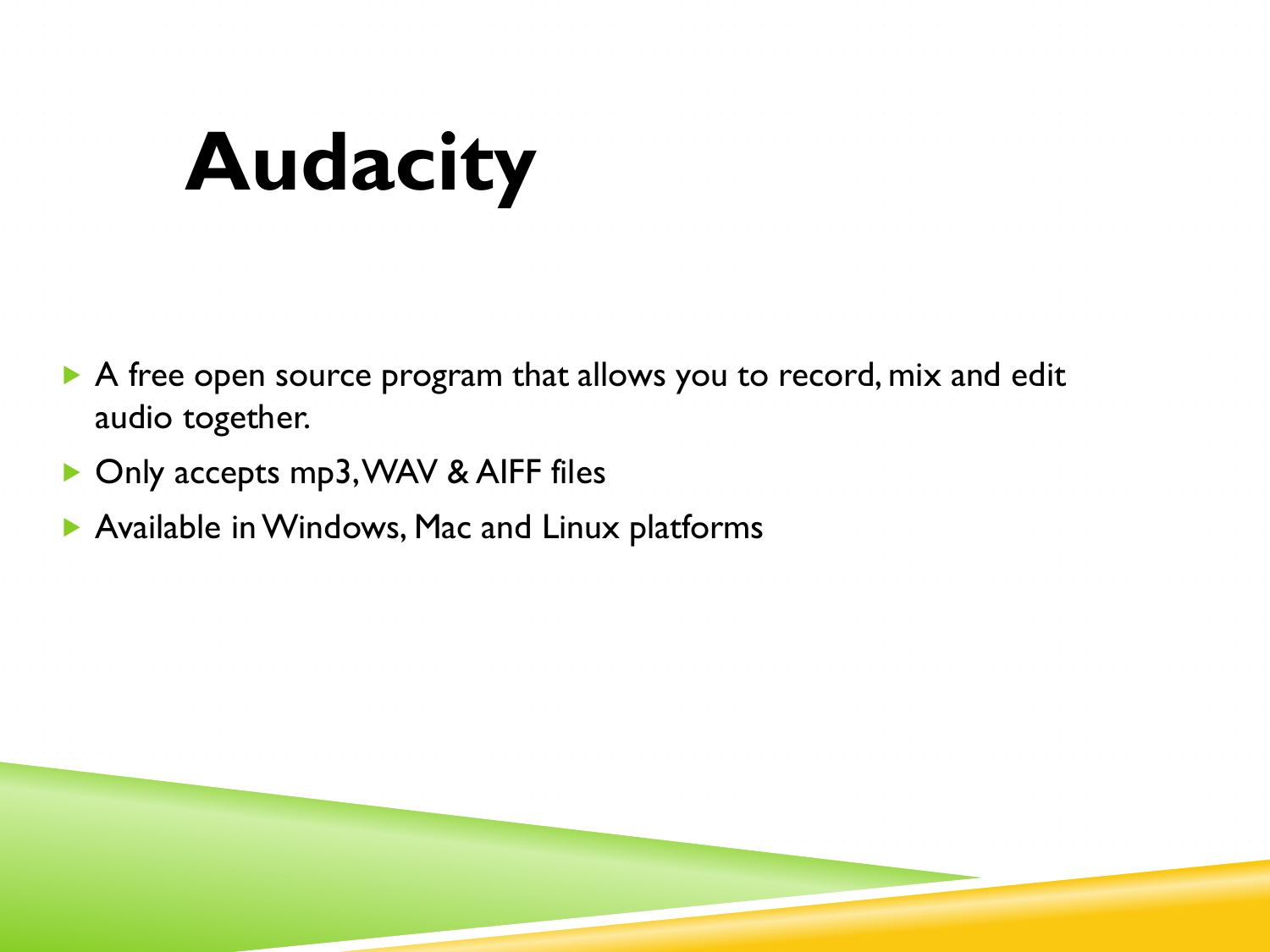# Audacity

- A free open source program that allows you to record, mix and edit audio together.
- Only accepts mp3, WAV & AIFF files
- Available in Windows, Mac and Linux platforms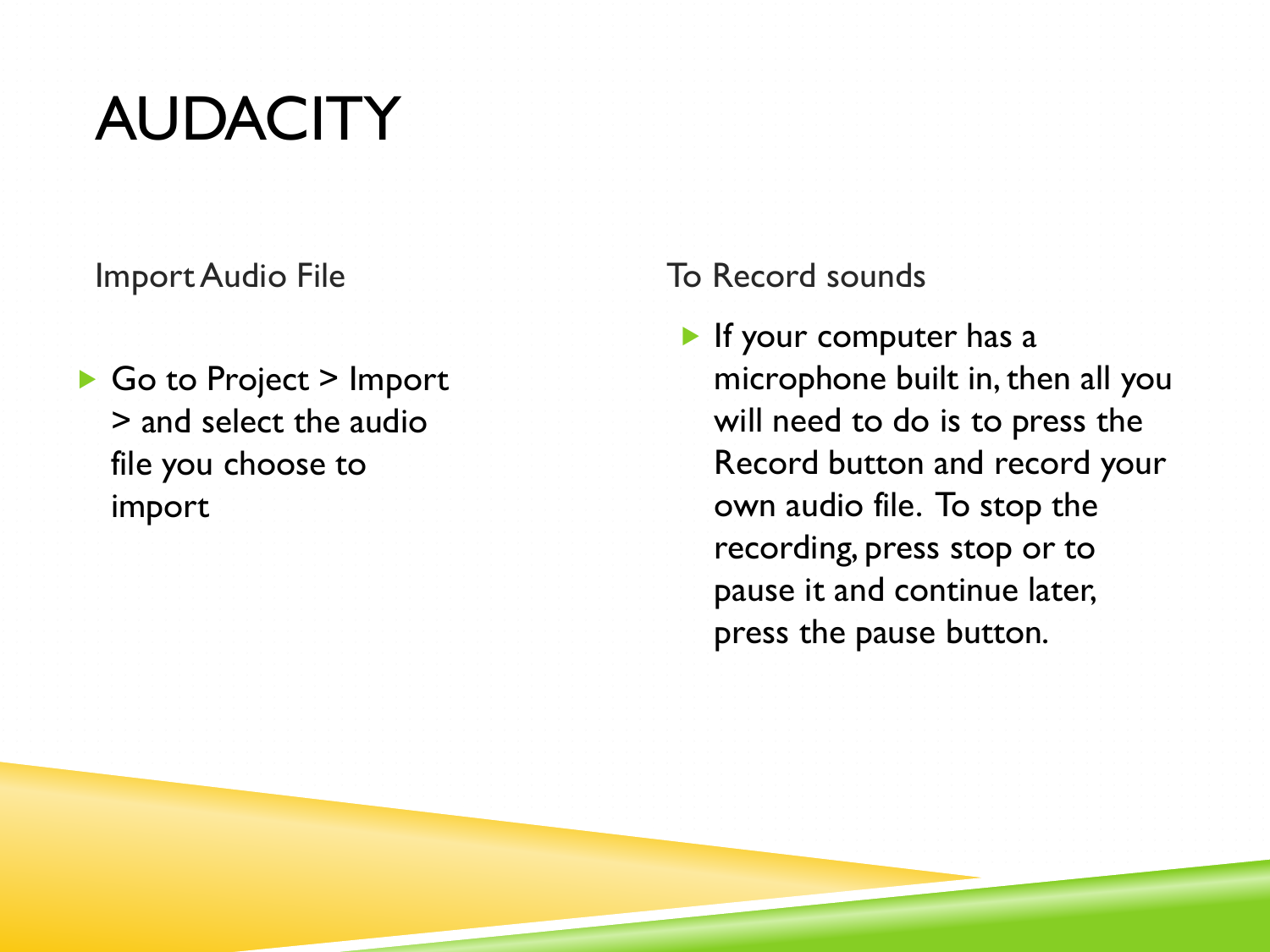# AUDACITY

Import Audio File

- Go to Project > Import > and select the audio file you choose to import

To Record sounds

- If your computer has a microphone built in, then all you will need to do is to press the Record button and record your own audio file. To stop the recording, press stop or to pause it and continue later, press the pause button.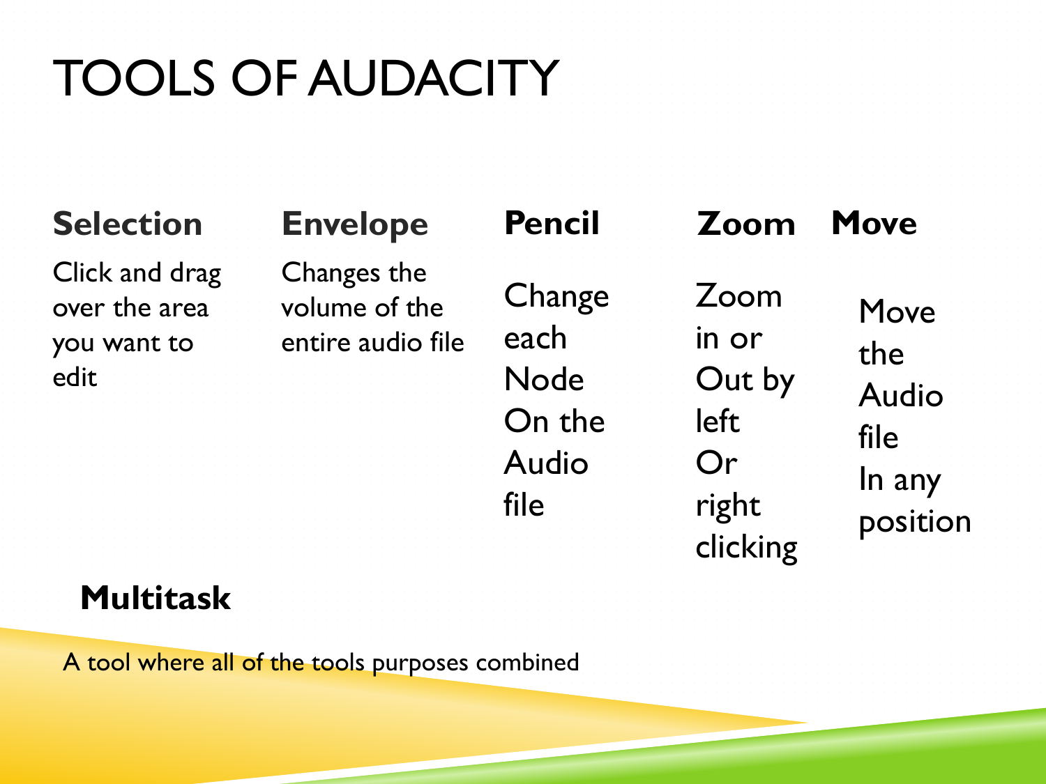# TOOLS OF AUDACITY

### Selection

Click and drag over the area you want to edit

### Envelope

Changes the volume of the entire audio file

### Pencil

Change each Node On the Audio file

### Zoom

Zoom in or Out by left Or right clicking

### Move

Move the Audio file In any position

### Multitask

A tool where all of the tools purposes combined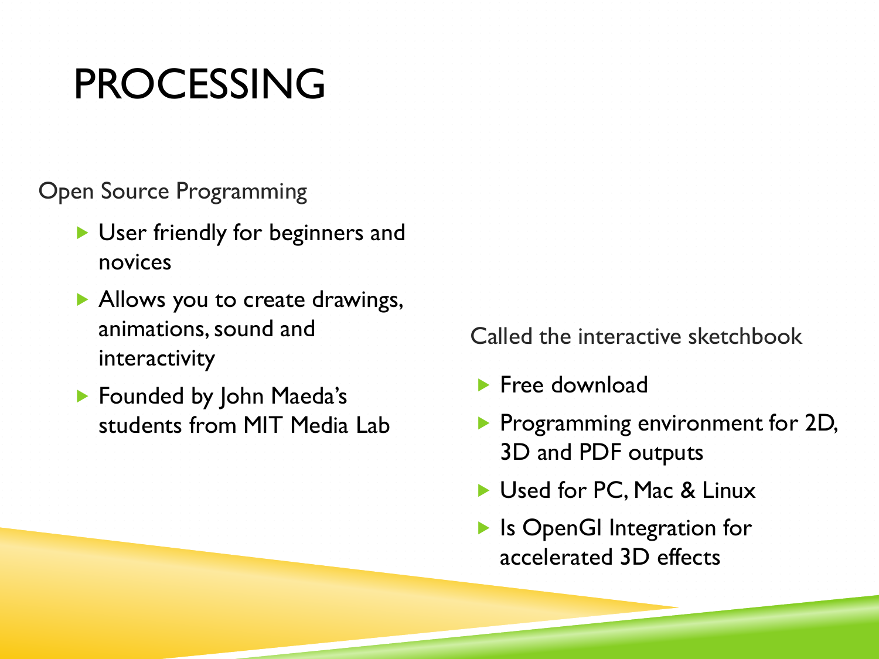# PROCESSING

Open Source Programming

- User friendly for beginners and novices
- Allows you to create drawings, animations, sound and interactivity
- Founded by John Maeda's students from MIT Media Lab

Called the interactive sketchbook

- Free download
- Programming environment for 2D, 3D and PDF outputs
- Used for PC, Mac & Linux
- Is OpenGl Integration for accelerated 3D effects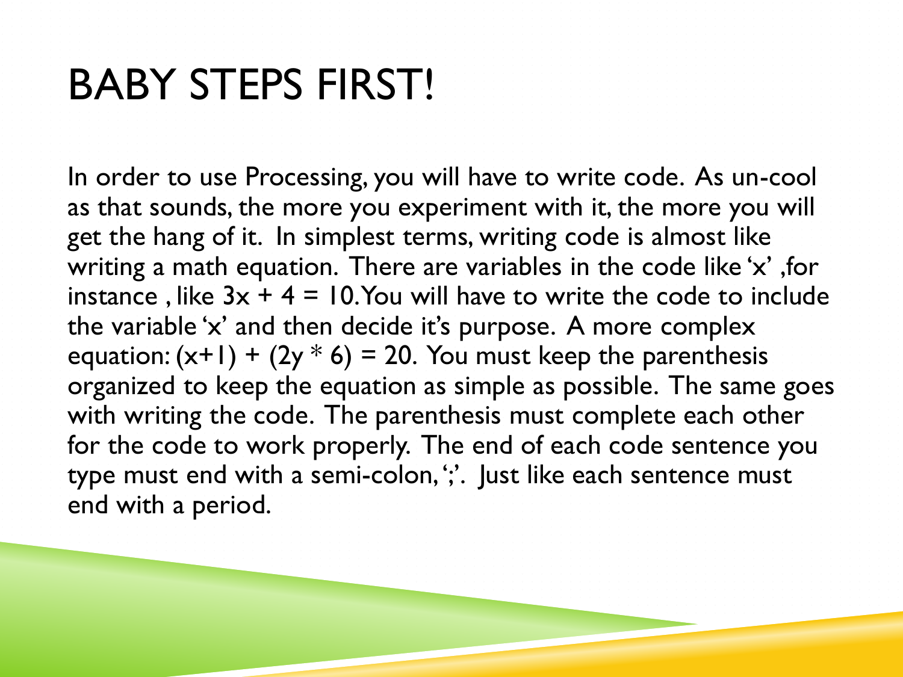# BABY STEPS FIRST!

In order to use Processing, you will have to write code. As un-cool as that sounds, the more you experiment with it, the more you will get the hang of it. In simplest terms, writing code is almost like writing a math equation. There are variables in the code like 'x' ,for instance , like $3x + 4 = 10$.You will have to write the code to include the variable 'x' and then decide it's purpose. A more complex equation: $(x+1) + (2y * 6) = 20$. You must keep the parenthesis organized to keep the equation as simple as possible. The same goes with writing the code. The parenthesis must complete each other for the code to work properly. The end of each code sentence you type must end with a semi-colon, ';'. Just like each sentence must end with a period.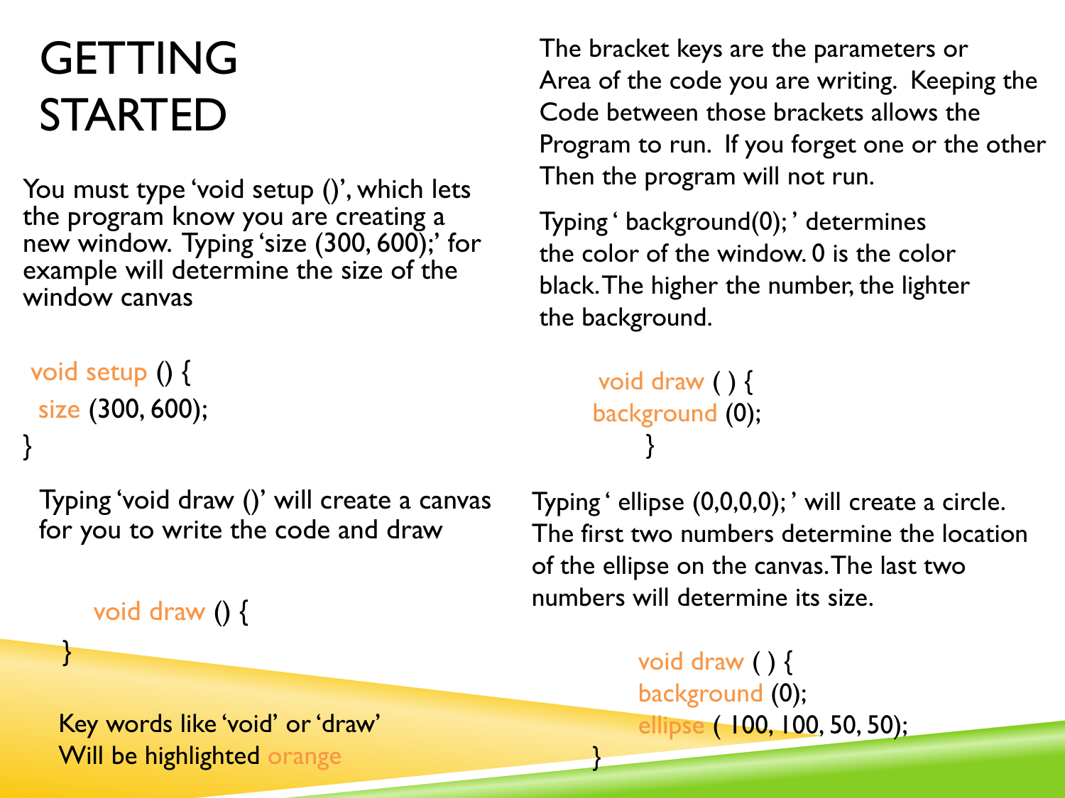# GETTING STARTED

You must type 'void setup ()', which lets the program know you are creating a new window. Typing 'size (300, 600);' for example will determine the size of the window canvas

```
void setup () {
 size (300, 600);
}
```

Typing 'void draw ()' will create a canvas for you to write the code and draw

```
void draw () {
}
```

Key words like 'void' or 'draw' Will be highlighted orange

The bracket keys are the parameters or Area of the code you are writing. Keeping the Code between those brackets allows the Program to run. If you forget one or the other Then the program will not run.

Typing ' background(0); ' determines the color of the window. 0 is the color black. The higher the number, the lighter the background.

```
void draw ( ) {
background (0);
}
```

Typing ' ellipse (0,0,0,0); ' will create a circle. The first two numbers determine the location of the ellipse on the canvas. The last two numbers will determine its size.

```
void draw ( ) {
background (0);
ellipse ( 100, 100, 50, 50);
}
```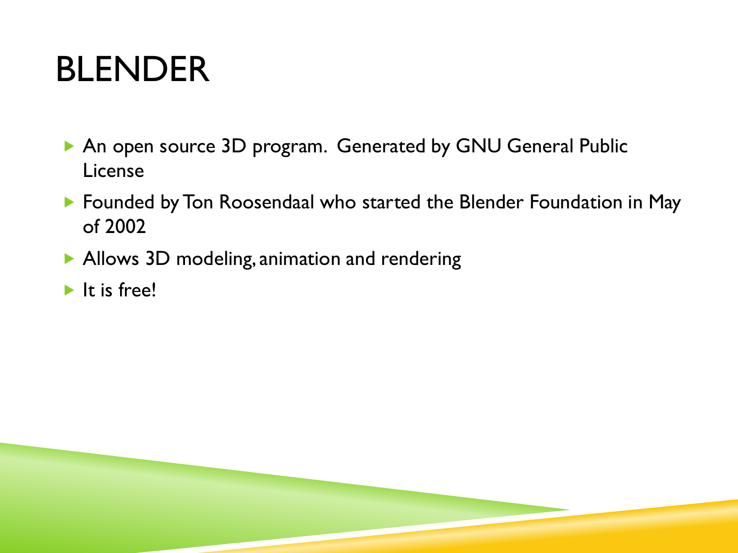# BLENDER

- An open source 3D program.  Generated by GNU General Public License
- Founded by Ton Roosendaal who started the Blender Foundation in May of 2002
- Allows 3D modeling, animation and rendering
- It is free!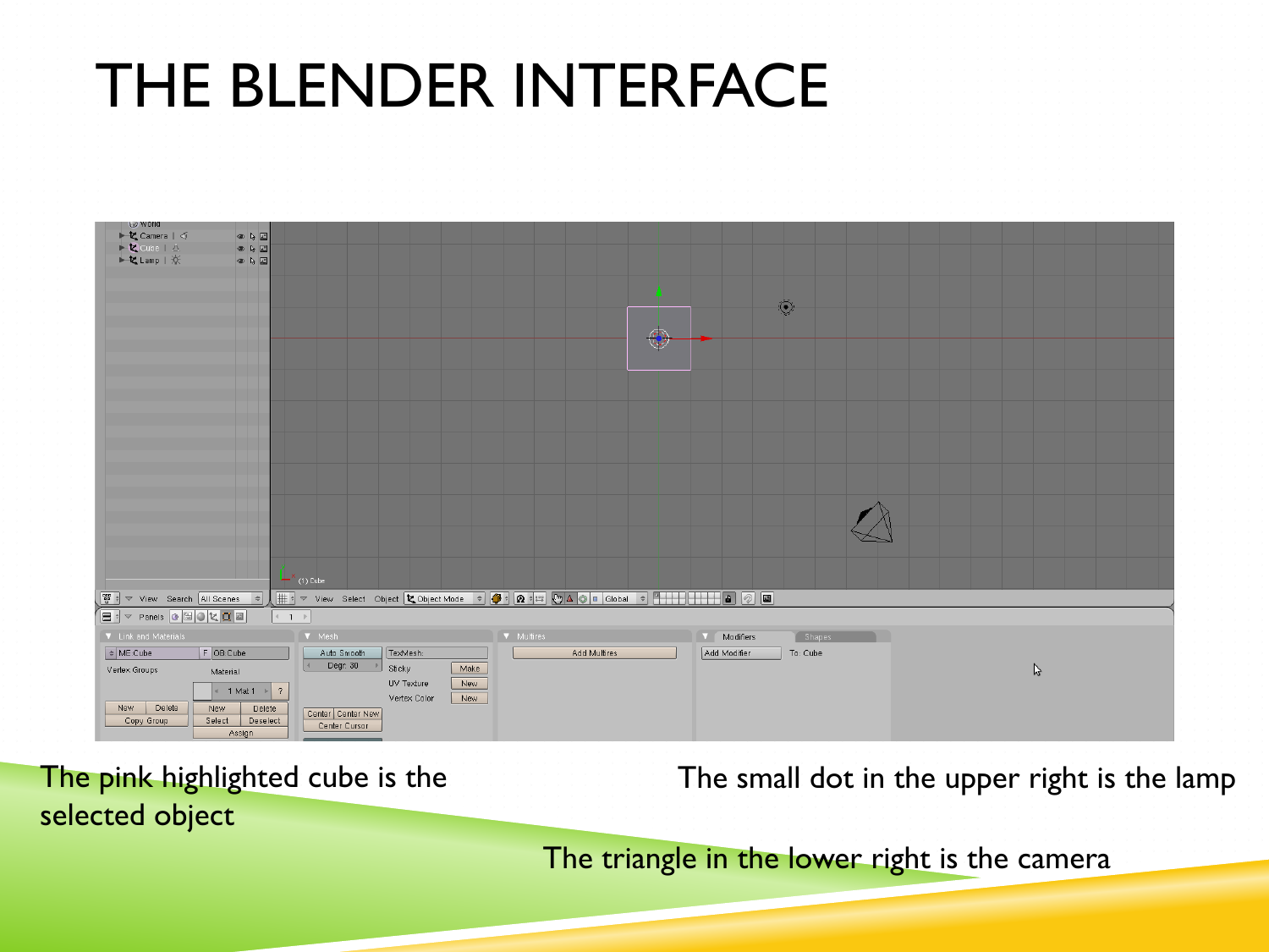# THE BLENDER INTERFACE

The pink highlighted cube is the selected object

The small dot in the upper right is the lamp

The triangle in the lower right is the camera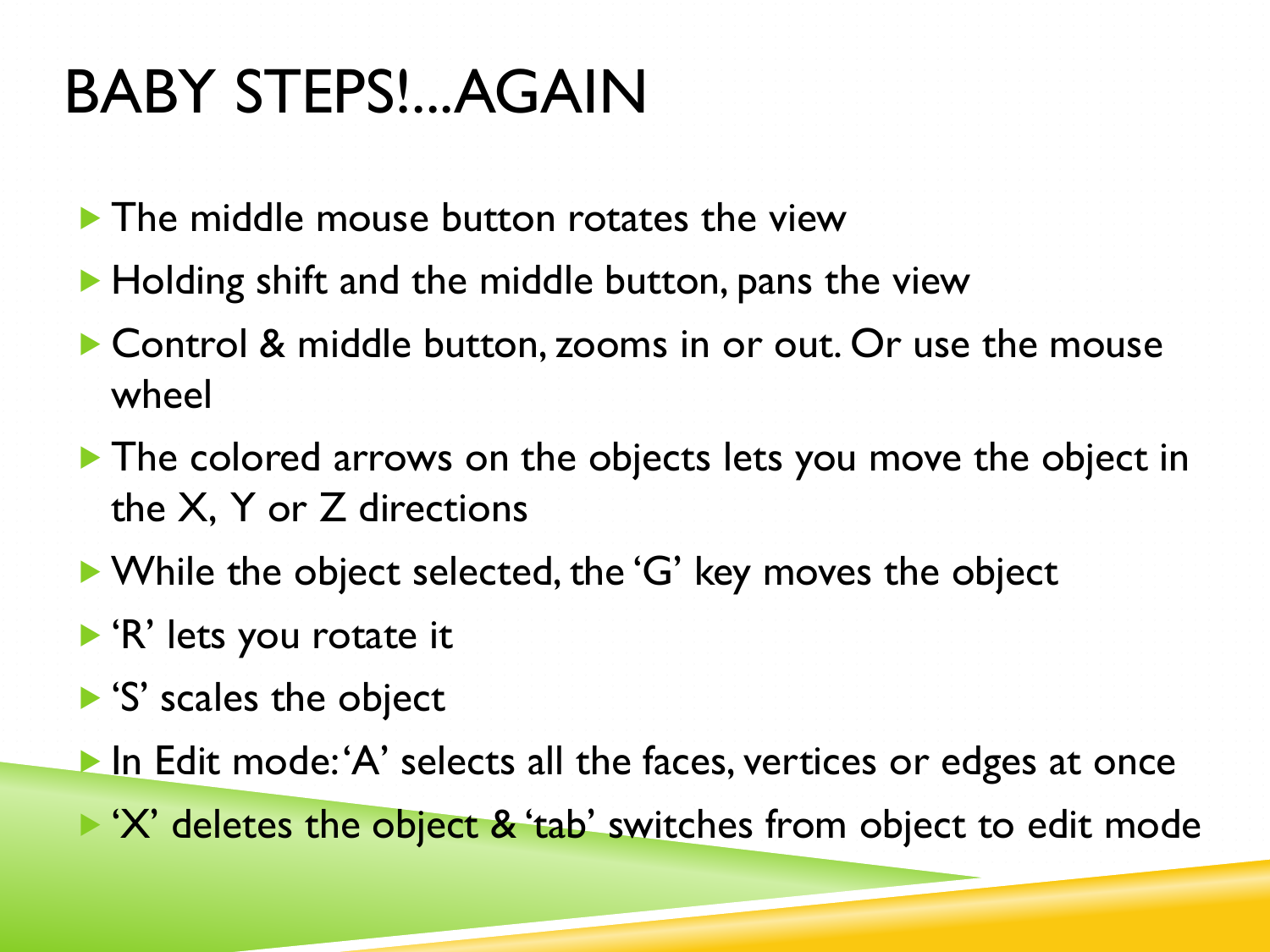# BABY STEPS!...AGAIN

- The middle mouse button rotates the view
- Holding shift and the middle button, pans the view
- Control & middle button, zooms in or out. Or use the mouse wheel
- The colored arrows on the objects lets you move the object in the X, Y or Z directions
- While the object selected, the 'G' key moves the object
- 'R' lets you rotate it
- 'S' scales the object
- In Edit mode: 'A' selects all the faces, vertices or edges at once
- 'X' deletes the object & 'tab' switches from object to edit mode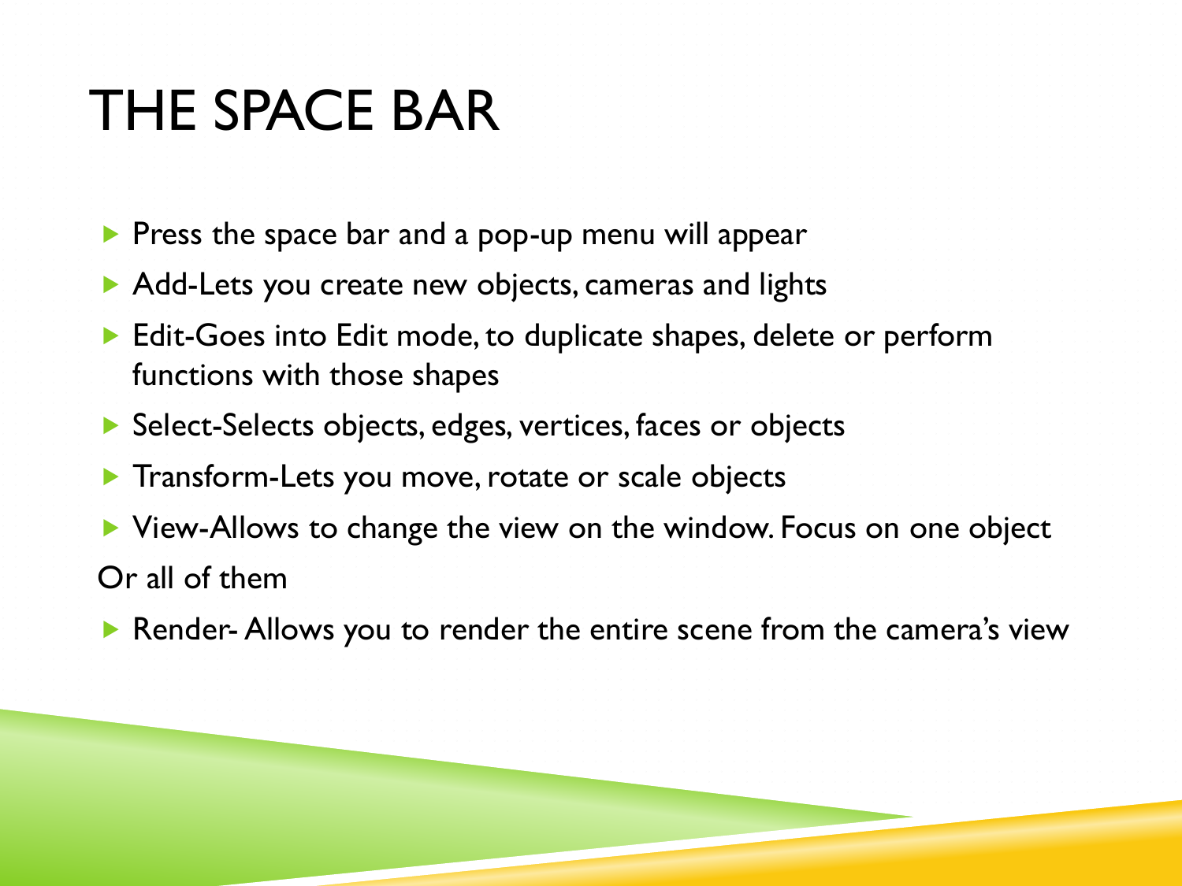# THE SPACE BAR

- Press the space bar and a pop-up menu will appear
- Add-Lets you create new objects, cameras and lights
- Edit-Goes into Edit mode, to duplicate shapes, delete or perform functions with those shapes
- Select-Selects objects, edges, vertices, faces or objects
- Transform-Lets you move, rotate or scale objects
- View-Allows to change the view on the window. Focus on one object

Or all of them

- Render- Allows you to render the entire scene from the camera's view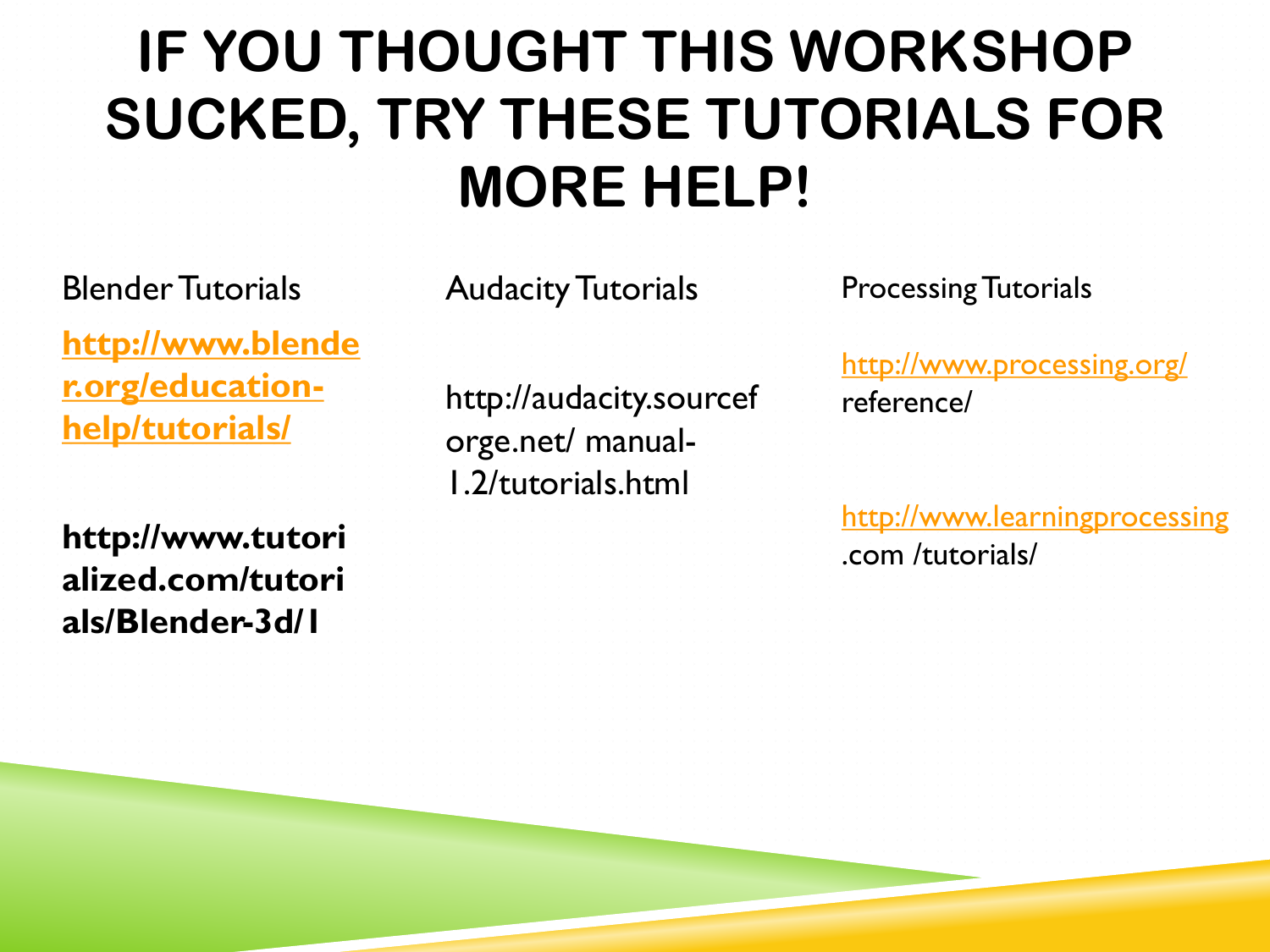# IF YOU THOUGHT THIS WORKSHOP SUCKED, TRY THESE TUTORIALS FOR MORE HELP!

Blender Tutorials

**http://www.blender.org/education-help/tutorials/**

**http://www.tutorialized.com/tutorials/Blender-3d/1**

Audacity Tutorials

http://audacity.sourceforge.net/ manual-1.2/tutorials.html

Processing Tutorials

http://www.processing.org/ reference/

http://www.learningprocessing .com /tutorials/